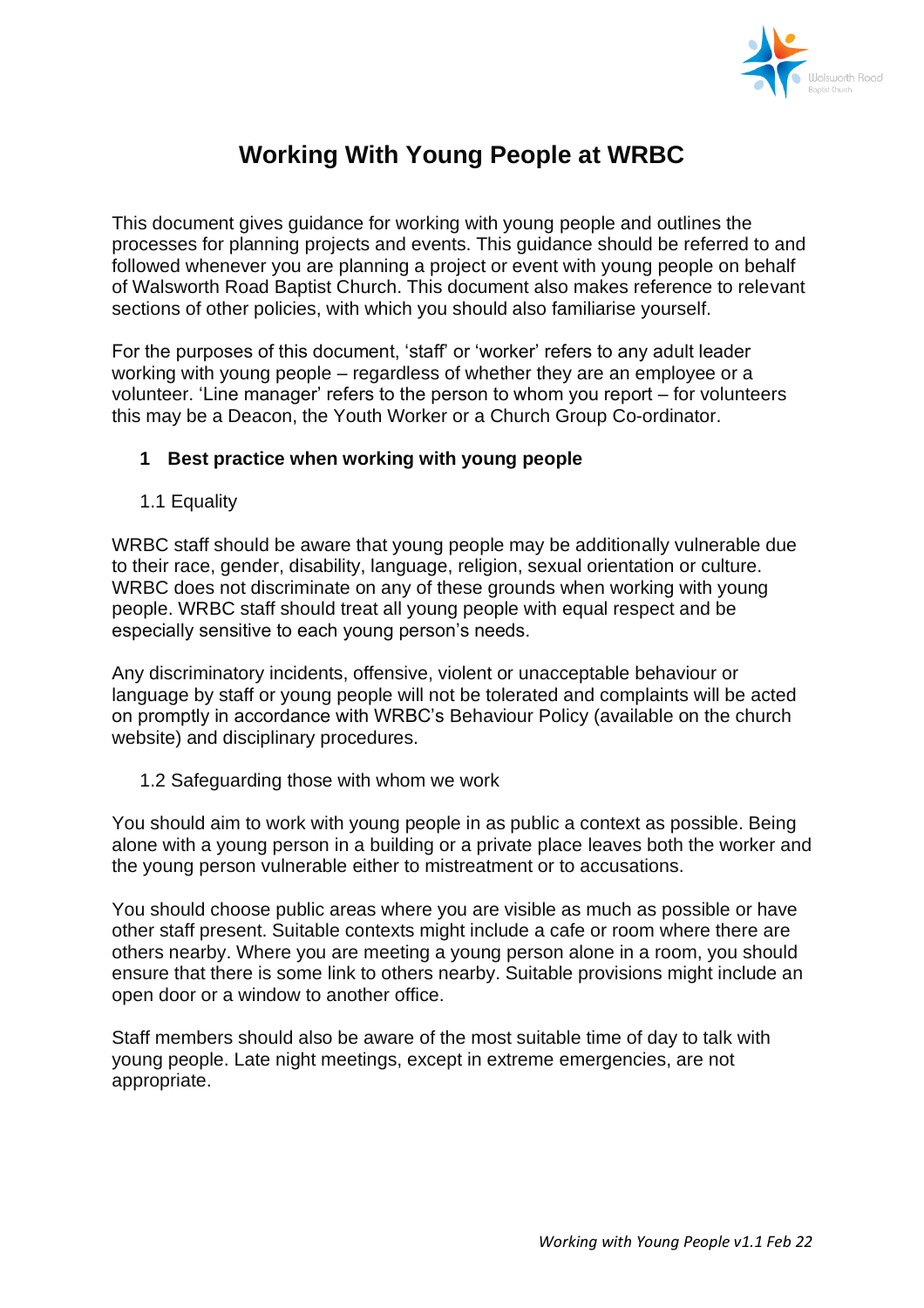# Working With Young People at WRBC

This document gives guidance for working with young people and outlines the processes for planning projects and events. This guidance should be referred to and followed whenever you are planning a project or event with young people on behalf of Walsworth Road Baptist Church. This document also makes reference to relevant sections of other policies, with which you should also familiarise yourself.

For the purposes of this document, 'staff' or 'worker' refers to any adult leader working with young people – regardless of whether they are an employee or a volunteer. 'Line manager' refers to the person to whom you report – for volunteers this may be a Deacon, the Youth Worker or a Church Group Co-ordinator.

## 1 Best practice when working with young people

### 1.1 Equality

WRBC staff should be aware that young people may be additionally vulnerable due to their race, gender, disability, language, religion, sexual orientation or culture. WRBC does not discriminate on any of these grounds when working with young people. WRBC staff should treat all young people with equal respect and be especially sensitive to each young person's needs.

Any discriminatory incidents, offensive, violent or unacceptable behaviour or language by staff or young people will not be tolerated and complaints will be acted on promptly in accordance with WRBC's Behaviour Policy (available on the church website) and disciplinary procedures.

### 1.2 Safeguarding those with whom we work

You should aim to work with young people in as public a context as possible. Being alone with a young person in a building or a private place leaves both the worker and the young person vulnerable either to mistreatment or to accusations.

You should choose public areas where you are visible as much as possible or have other staff present. Suitable contexts might include a cafe or room where there are others nearby. Where you are meeting a young person alone in a room, you should ensure that there is some link to others nearby. Suitable provisions might include an open door or a window to another office.

Staff members should also be aware of the most suitable time of day to talk with young people. Late night meetings, except in extreme emergencies, are not appropriate.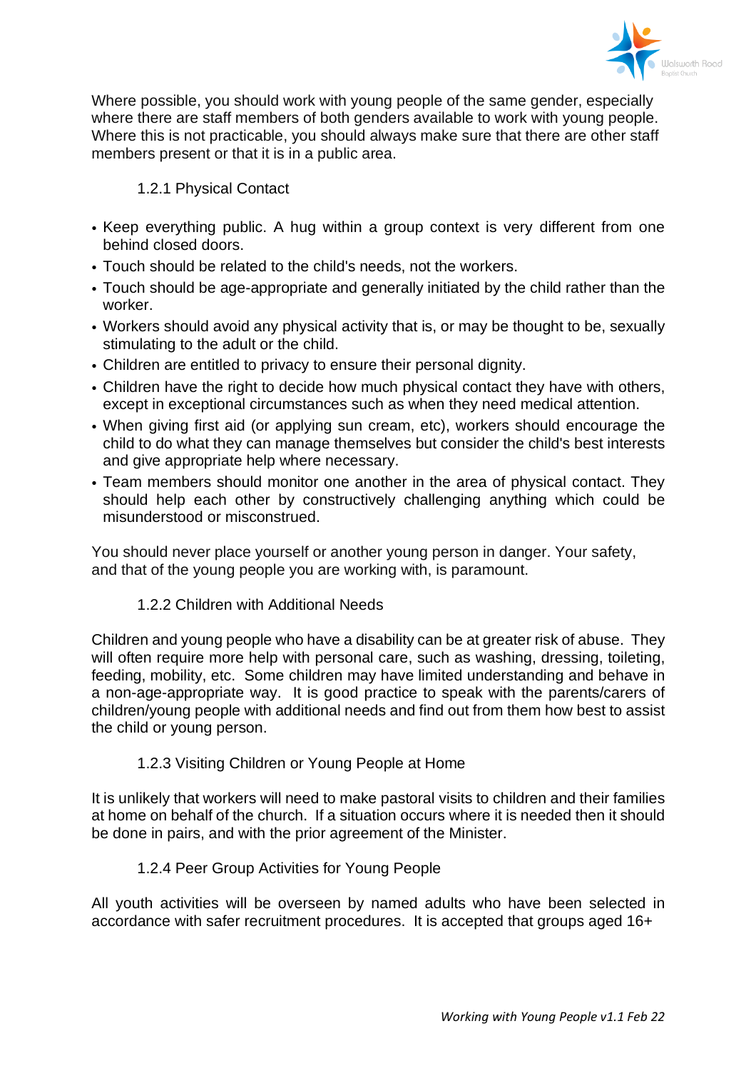Where possible, you should work with young people of the same gender, especially where there are staff members of both genders available to work with young people. Where this is not practicable, you should always make sure that there are other staff members present or that it is in a public area.

### 1.2.1 Physical Contact

- Keep everything public. A hug within a group context is very different from one behind closed doors.
- Touch should be related to the child's needs, not the workers.
- Touch should be age-appropriate and generally initiated by the child rather than the worker.
- Workers should avoid any physical activity that is, or may be thought to be, sexually stimulating to the adult or the child.
- Children are entitled to privacy to ensure their personal dignity.
- Children have the right to decide how much physical contact they have with others, except in exceptional circumstances such as when they need medical attention.
- When giving first aid (or applying sun cream, etc), workers should encourage the child to do what they can manage themselves but consider the child's best interests and give appropriate help where necessary.
- Team members should monitor one another in the area of physical contact. They should help each other by constructively challenging anything which could be misunderstood or misconstrued.

You should never place yourself or another young person in danger. Your safety, and that of the young people you are working with, is paramount.

### 1.2.2 Children with Additional Needs

Children and young people who have a disability can be at greater risk of abuse. They will often require more help with personal care, such as washing, dressing, toileting, feeding, mobility, etc. Some children may have limited understanding and behave in a non-age-appropriate way. It is good practice to speak with the parents/carers of children/young people with additional needs and find out from them how best to assist the child or young person.

### 1.2.3 Visiting Children or Young People at Home

It is unlikely that workers will need to make pastoral visits to children and their families at home on behalf of the church. If a situation occurs where it is needed then it should be done in pairs, and with the prior agreement of the Minister.

### 1.2.4 Peer Group Activities for Young People

All youth activities will be overseen by named adults who have been selected in accordance with safer recruitment procedures. It is accepted that groups aged 16+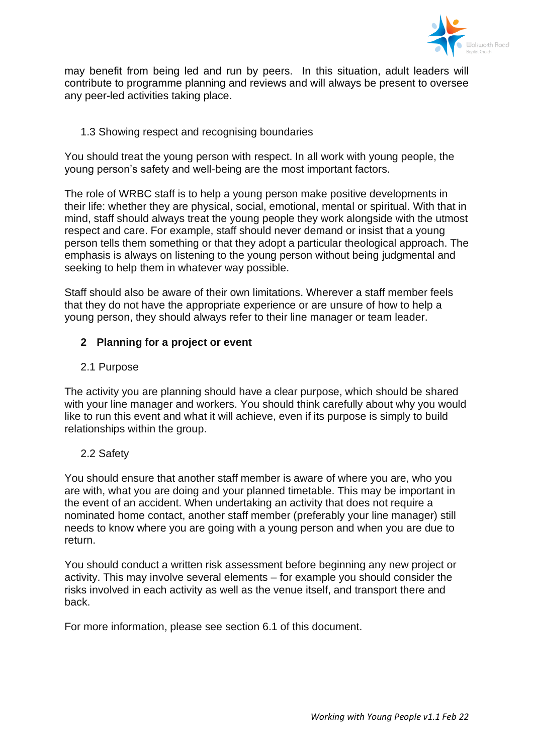may benefit from being led and run by peers. In this situation, adult leaders will contribute to programme planning and reviews and will always be present to oversee any peer-led activities taking place.

### 1.3 Showing respect and recognising boundaries

You should treat the young person with respect. In all work with young people, the young person's safety and well-being are the most important factors.

The role of WRBC staff is to help a young person make positive developments in their life: whether they are physical, social, emotional, mental or spiritual. With that in mind, staff should always treat the young people they work alongside with the utmost respect and care. For example, staff should never demand or insist that a young person tells them something or that they adopt a particular theological approach. The emphasis is always on listening to the young person without being judgmental and seeking to help them in whatever way possible.

Staff should also be aware of their own limitations. Wherever a staff member feels that they do not have the appropriate experience or are unsure of how to help a young person, they should always refer to their line manager or team leader.

## 2 Planning for a project or event

### 2.1 Purpose

The activity you are planning should have a clear purpose, which should be shared with your line manager and workers. You should think carefully about why you would like to run this event and what it will achieve, even if its purpose is simply to build relationships within the group.

### 2.2 Safety

You should ensure that another staff member is aware of where you are, who you are with, what you are doing and your planned timetable. This may be important in the event of an accident. When undertaking an activity that does not require a nominated home contact, another staff member (preferably your line manager) still needs to know where you are going with a young person and when you are due to return.

You should conduct a written risk assessment before beginning any new project or activity. This may involve several elements – for example you should consider the risks involved in each activity as well as the venue itself, and transport there and back.

For more information, please see section 6.1 of this document.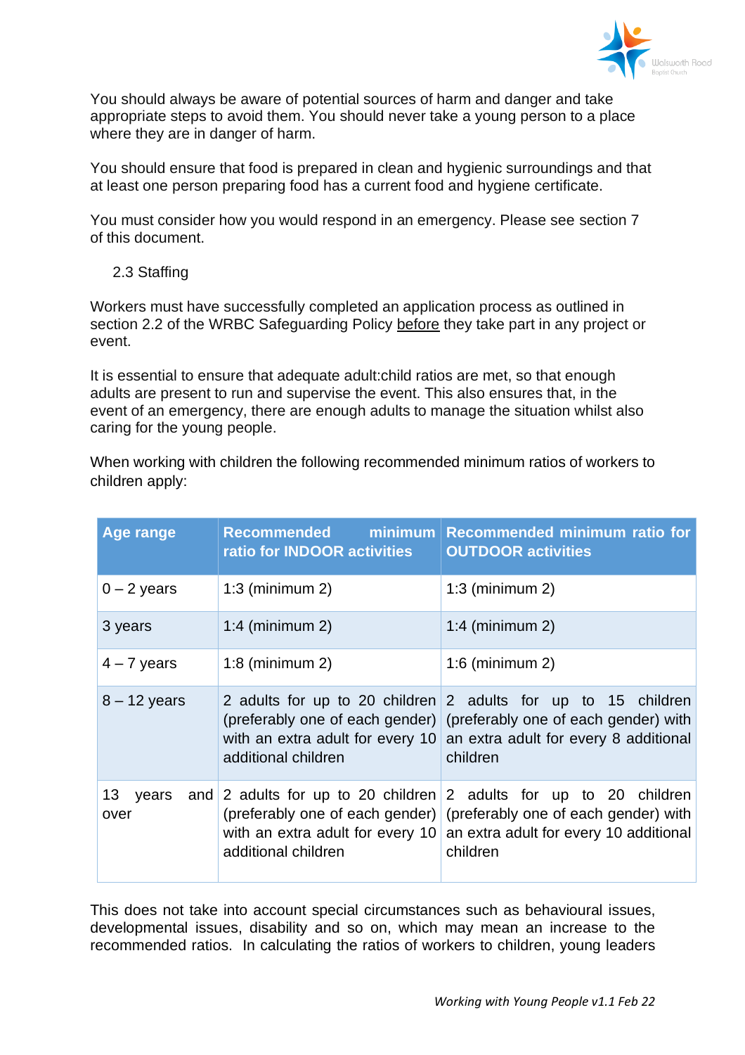You should always be aware of potential sources of harm and danger and take appropriate steps to avoid them. You should never take a young person to a place where they are in danger of harm.

You should ensure that food is prepared in clean and hygienic surroundings and that at least one person preparing food has a current food and hygiene certificate.

You must consider how you would respond in an emergency. Please see section 7 of this document.

### 2.3 Staffing

Workers must have successfully completed an application process as outlined in section 2.2 of the WRBC Safeguarding Policy <u>before</u> they take part in any project or event.

It is essential to ensure that adequate adult:child ratios are met, so that enough adults are present to run and supervise the event. This also ensures that, in the event of an emergency, there are enough adults to manage the situation whilst also caring for the young people.

When working with children the following recommended minimum ratios of workers to children apply:

| Age range | Recommended minimum ratio for INDOOR activities | Recommended minimum ratio for OUTDOOR activities |
|---|---|---|
| 0 – 2 years | 1:3 (minimum 2) | 1:3 (minimum 2) |
| 3 years | 1:4 (minimum 2) | 1:4 (minimum 2) |
| 4 – 7 years | 1:8 (minimum 2) | 1:6 (minimum 2) |
| 8 – 12 years | 2 adults for up to 20 children (preferably one of each gender) with an extra adult for every 10 additional children | 2 adults for up to 15 children (preferably one of each gender) with an extra adult for every 8 additional children |
| 13 years and over | 2 adults for up to 20 children (preferably one of each gender) with an extra adult for every 10 additional children | 2 adults for up to 20 children (preferably one of each gender) with an extra adult for every 10 additional children |

This does not take into account special circumstances such as behavioural issues, developmental issues, disability and so on, which may mean an increase to the recommended ratios. In calculating the ratios of workers to children, young leaders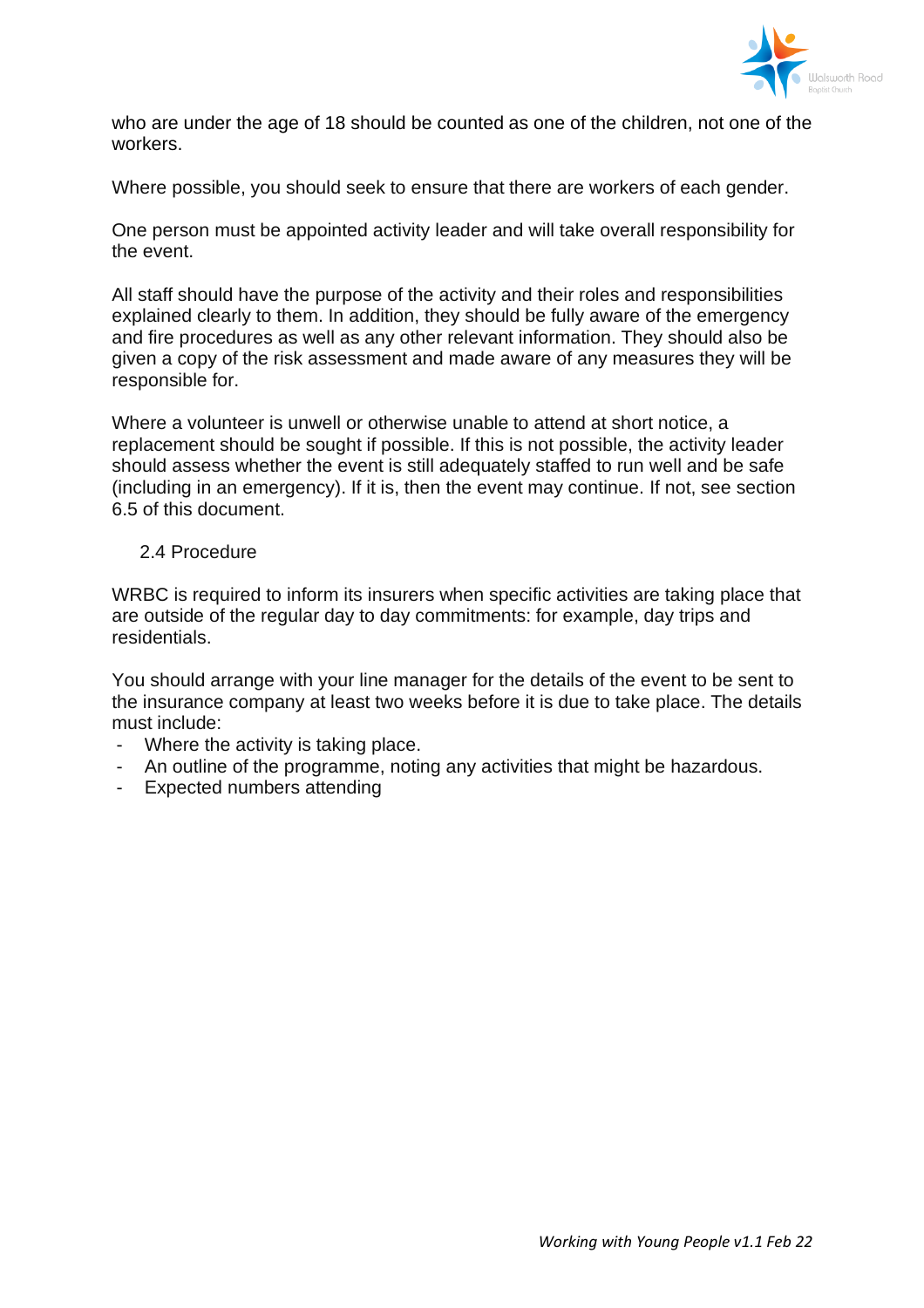who are under the age of 18 should be counted as one of the children, not one of the workers.

Where possible, you should seek to ensure that there are workers of each gender.

One person must be appointed activity leader and will take overall responsibility for the event.

All staff should have the purpose of the activity and their roles and responsibilities explained clearly to them. In addition, they should be fully aware of the emergency and fire procedures as well as any other relevant information. They should also be given a copy of the risk assessment and made aware of any measures they will be responsible for.

Where a volunteer is unwell or otherwise unable to attend at short notice, a replacement should be sought if possible. If this is not possible, the activity leader should assess whether the event is still adequately staffed to run well and be safe (including in an emergency). If it is, then the event may continue. If not, see section 6.5 of this document.

### 2.4 Procedure

WRBC is required to inform its insurers when specific activities are taking place that are outside of the regular day to day commitments: for example, day trips and residentials.

You should arrange with your line manager for the details of the event to be sent to the insurance company at least two weeks before it is due to take place. The details must include:

- Where the activity is taking place.
- An outline of the programme, noting any activities that might be hazardous.
- Expected numbers attending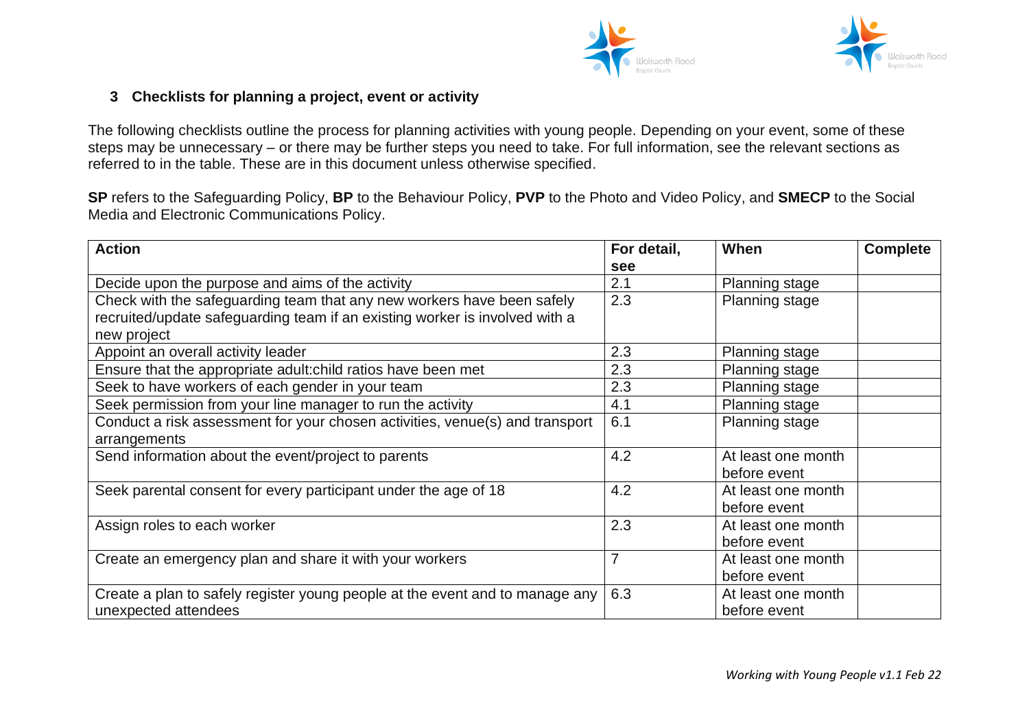### 3 Checklists for planning a project, event or activity

The following checklists outline the process for planning activities with young people. Depending on your event, some of these steps may be unnecessary – or there may be further steps you need to take. For full information, see the relevant sections as referred to in the table. These are in this document unless otherwise specified.

**SP** refers to the Safeguarding Policy, **BP** to the Behaviour Policy, **PVP** to the Photo and Video Policy, and **SMECP** to the Social Media and Electronic Communications Policy.

| Action | For detail, see | When | Complete |
|---|---|---|---|
| Decide upon the purpose and aims of the activity | 2.1 | Planning stage | |
| Check with the safeguarding team that any new workers have been safely recruited/update safeguarding team if an existing worker is involved with a new project | 2.3 | Planning stage | |
| Appoint an overall activity leader | 2.3 | Planning stage | |
| Ensure that the appropriate adult:child ratios have been met | 2.3 | Planning stage | |
| Seek to have workers of each gender in your team | 2.3 | Planning stage | |
| Seek permission from your line manager to run the activity | 4.1 | Planning stage | |
| Conduct a risk assessment for your chosen activities, venue(s) and transport arrangements | 6.1 | Planning stage | |
| Send information about the event/project to parents | 4.2 | At least one month before event | |
| Seek parental consent for every participant under the age of 18 | 4.2 | At least one month before event | |
| Assign roles to each worker | 2.3 | At least one month before event | |
| Create an emergency plan and share it with your workers | 7 | At least one month before event | |
| Create a plan to safely register young people at the event and to manage any unexpected attendees | 6.3 | At least one month before event | |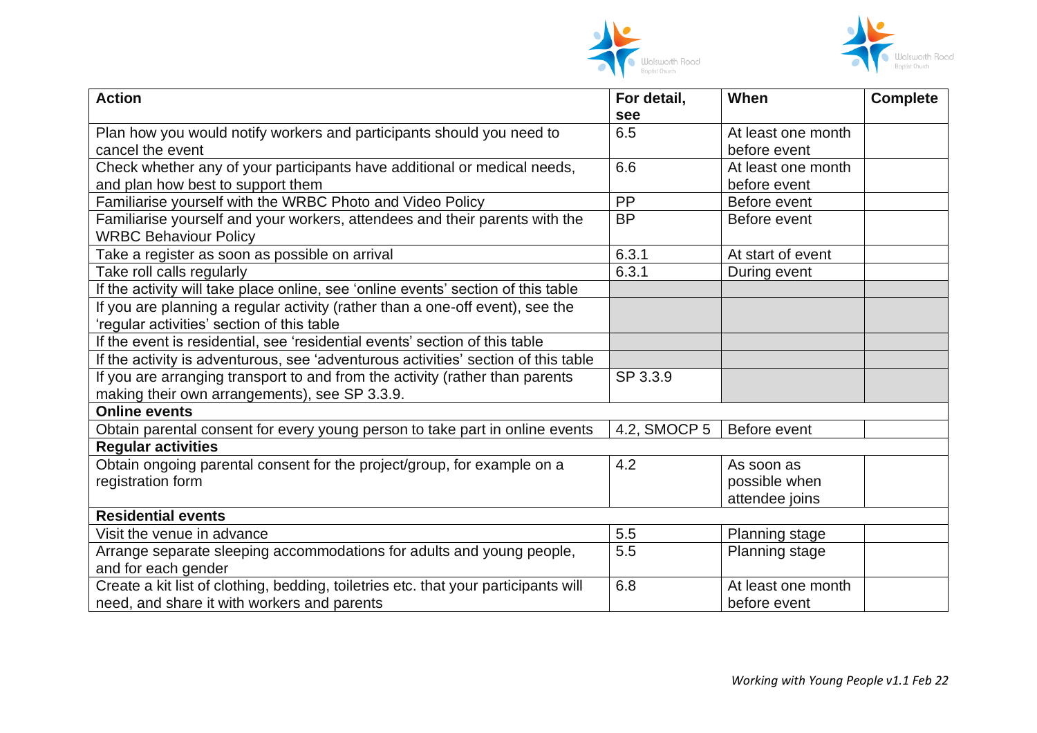| Action | For detail, see | When | Complete |
|---|---|---|---|
| Plan how you would notify workers and participants should you need to cancel the event | 6.5 | At least one month before event | |
| Check whether any of your participants have additional or medical needs, and plan how best to support them | 6.6 | At least one month before event | |
| Familiarise yourself with the WRBC Photo and Video Policy | PP | Before event | |
| Familiarise yourself and your workers, attendees and their parents with the WRBC Behaviour Policy | BP | Before event | |
| Take a register as soon as possible on arrival | 6.3.1 | At start of event | |
| Take roll calls regularly | 6.3.1 | During event | |
| If the activity will take place online, see 'online events' section of this table | | | |
| If you are planning a regular activity (rather than a one-off event), see the 'regular activities' section of this table | | | |
| If the event is residential, see 'residential events' section of this table | | | |
| If the activity is adventurous, see 'adventurous activities' section of this table | | | |
| If you are arranging transport to and from the activity (rather than parents making their own arrangements), see SP 3.3.9. | SP 3.3.9 | | |
| **Online events** | | | |
| Obtain parental consent for every young person to take part in online events | 4.2, SMOCP 5 | Before event | |
| **Regular activities** | | | |
| Obtain ongoing parental consent for the project/group, for example on a registration form | 4.2 | As soon as possible when attendee joins | |
| **Residential events** | | | |
| Visit the venue in advance | 5.5 | Planning stage | |
| Arrange separate sleeping accommodations for adults and young people, and for each gender | 5.5 | Planning stage | |
| Create a kit list of clothing, bedding, toiletries etc. that your participants will need, and share it with workers and parents | 6.8 | At least one month before event | |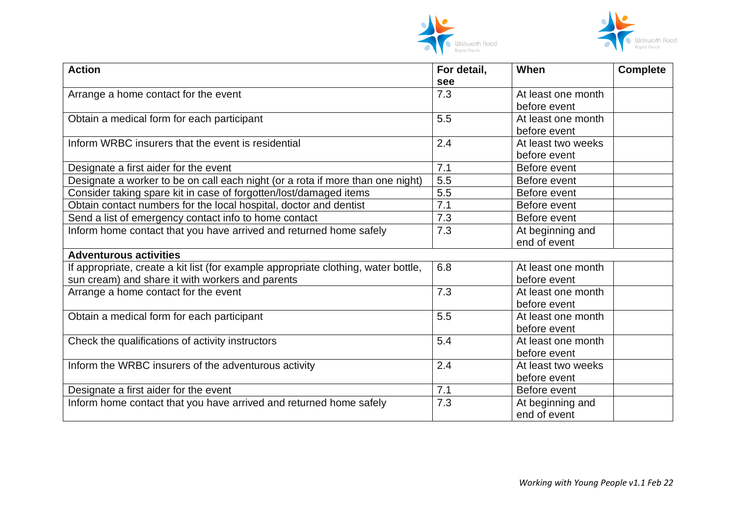| Action | For detail, see | When | Complete |
|---|---|---|---|
| Arrange a home contact for the event | 7.3 | At least one month before event | |
| Obtain a medical form for each participant | 5.5 | At least one month before event | |
| Inform WRBC insurers that the event is residential | 2.4 | At least two weeks before event | |
| Designate a first aider for the event | 7.1 | Before event | |
| Designate a worker to be on call each night (or a rota if more than one night) | 5.5 | Before event | |
| Consider taking spare kit in case of forgotten/lost/damaged items | 5.5 | Before event | |
| Obtain contact numbers for the local hospital, doctor and dentist | 7.1 | Before event | |
| Send a list of emergency contact info to home contact | 7.3 | Before event | |
| Inform home contact that you have arrived and returned home safely | 7.3 | At beginning and end of event | |
| **Adventurous activities** | | | |
| If appropriate, create a kit list (for example appropriate clothing, water bottle, sun cream) and share it with workers and parents | 6.8 | At least one month before event | |
| Arrange a home contact for the event | 7.3 | At least one month before event | |
| Obtain a medical form for each participant | 5.5 | At least one month before event | |
| Check the qualifications of activity instructors | 5.4 | At least one month before event | |
| Inform the WRBC insurers of the adventurous activity | 2.4 | At least two weeks before event | |
| Designate a first aider for the event | 7.1 | Before event | |
| Inform home contact that you have arrived and returned home safely | 7.3 | At beginning and end of event | |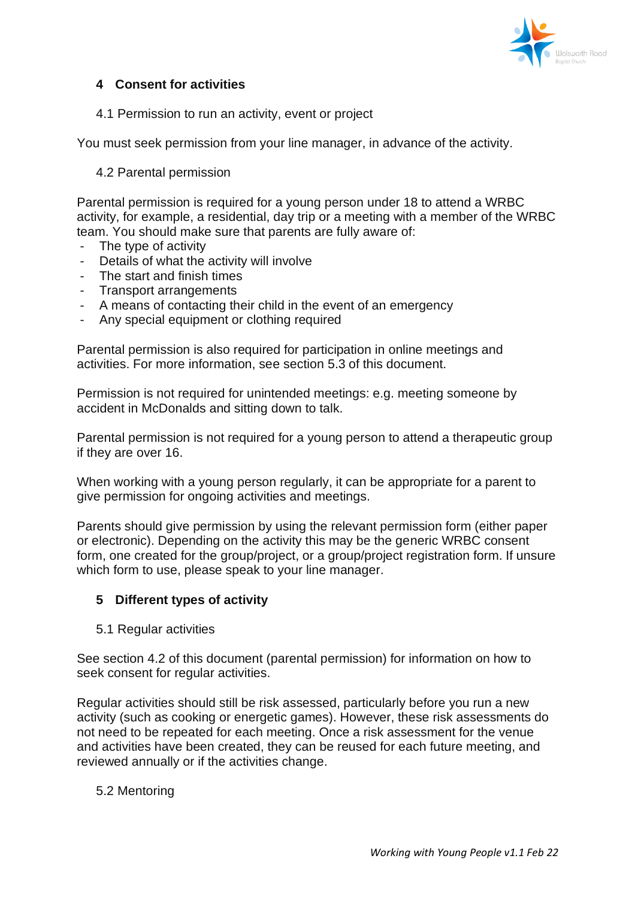## 4 Consent for activities

### 4.1 Permission to run an activity, event or project

You must seek permission from your line manager, in advance of the activity.

### 4.2 Parental permission

Parental permission is required for a young person under 18 to attend a WRBC activity, for example, a residential, day trip or a meeting with a member of the WRBC team. You should make sure that parents are fully aware of:

- The type of activity
- Details of what the activity will involve
- The start and finish times
- Transport arrangements
- A means of contacting their child in the event of an emergency
- Any special equipment or clothing required

Parental permission is also required for participation in online meetings and activities. For more information, see section 5.3 of this document.

Permission is not required for unintended meetings: e.g. meeting someone by accident in McDonalds and sitting down to talk.

Parental permission is not required for a young person to attend a therapeutic group if they are over 16.

When working with a young person regularly, it can be appropriate for a parent to give permission for ongoing activities and meetings.

Parents should give permission by using the relevant permission form (either paper or electronic). Depending on the activity this may be the generic WRBC consent form, one created for the group/project, or a group/project registration form. If unsure which form to use, please speak to your line manager.

## 5 Different types of activity

### 5.1 Regular activities

See section 4.2 of this document (parental permission) for information on how to seek consent for regular activities.

Regular activities should still be risk assessed, particularly before you run a new activity (such as cooking or energetic games). However, these risk assessments do not need to be repeated for each meeting. Once a risk assessment for the venue and activities have been created, they can be reused for each future meeting, and reviewed annually or if the activities change.

### 5.2 Mentoring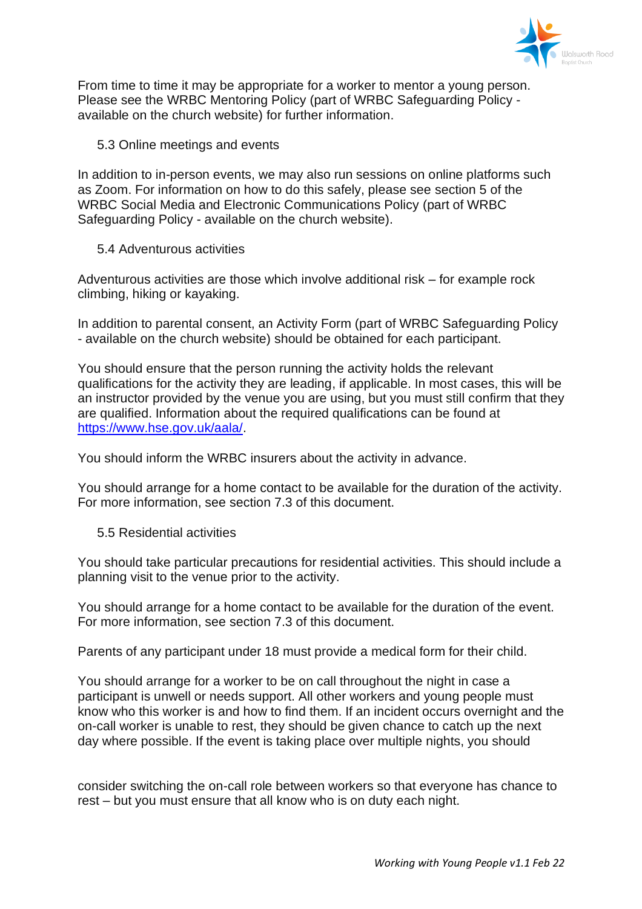From time to time it may be appropriate for a worker to mentor a young person. Please see the WRBC Mentoring Policy (part of WRBC Safeguarding Policy - available on the church website) for further information.

### 5.3 Online meetings and events

In addition to in-person events, we may also run sessions on online platforms such as Zoom. For information on how to do this safely, please see section 5 of the WRBC Social Media and Electronic Communications Policy (part of WRBC Safeguarding Policy - available on the church website).

### 5.4 Adventurous activities

Adventurous activities are those which involve additional risk – for example rock climbing, hiking or kayaking.

In addition to parental consent, an Activity Form (part of WRBC Safeguarding Policy - available on the church website) should be obtained for each participant.

You should ensure that the person running the activity holds the relevant qualifications for the activity they are leading, if applicable. In most cases, this will be an instructor provided by the venue you are using, but you must still confirm that they are qualified. Information about the required qualifications can be found at [https://www.hse.gov.uk/aala/](https://www.hse.gov.uk/aala/).

You should inform the WRBC insurers about the activity in advance.

You should arrange for a home contact to be available for the duration of the activity. For more information, see section 7.3 of this document.

### 5.5 Residential activities

You should take particular precautions for residential activities. This should include a planning visit to the venue prior to the activity.

You should arrange for a home contact to be available for the duration of the event. For more information, see section 7.3 of this document.

Parents of any participant under 18 must provide a medical form for their child.

You should arrange for a worker to be on call throughout the night in case a participant is unwell or needs support. All other workers and young people must know who this worker is and how to find them. If an incident occurs overnight and the on-call worker is unable to rest, they should be given chance to catch up the next day where possible. If the event is taking place over multiple nights, you should consider switching the on-call role between workers so that everyone has chance to rest – but you must ensure that all know who is on duty each night.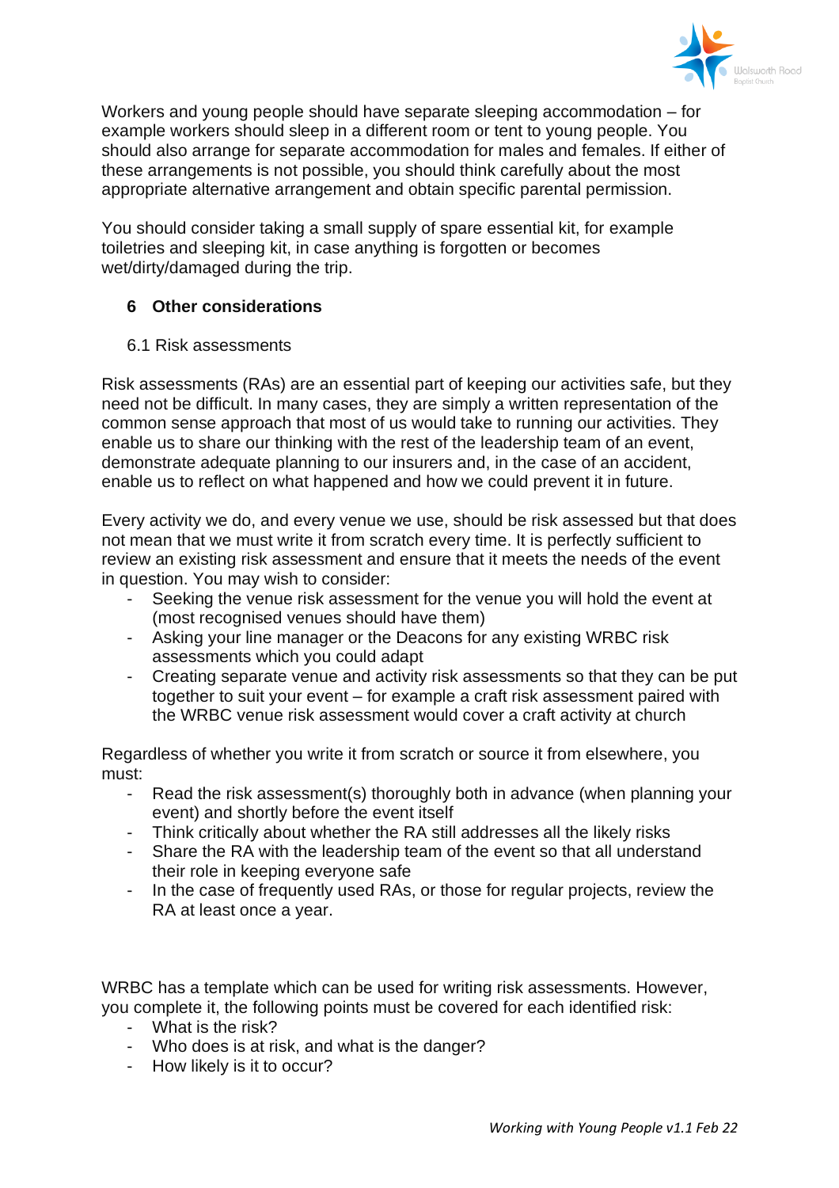Workers and young people should have separate sleeping accommodation – for example workers should sleep in a different room or tent to young people. You should also arrange for separate accommodation for males and females. If either of these arrangements is not possible, you should think carefully about the most appropriate alternative arrangement and obtain specific parental permission.

You should consider taking a small supply of spare essential kit, for example toiletries and sleeping kit, in case anything is forgotten or becomes wet/dirty/damaged during the trip.

## 6 Other considerations

### 6.1 Risk assessments

Risk assessments (RAs) are an essential part of keeping our activities safe, but they need not be difficult. In many cases, they are simply a written representation of the common sense approach that most of us would take to running our activities. They enable us to share our thinking with the rest of the leadership team of an event, demonstrate adequate planning to our insurers and, in the case of an accident, enable us to reflect on what happened and how we could prevent it in future.

Every activity we do, and every venue we use, should be risk assessed but that does not mean that we must write it from scratch every time. It is perfectly sufficient to review an existing risk assessment and ensure that it meets the needs of the event in question. You may wish to consider:

- Seeking the venue risk assessment for the venue you will hold the event at (most recognised venues should have them)
- Asking your line manager or the Deacons for any existing WRBC risk assessments which you could adapt
- Creating separate venue and activity risk assessments so that they can be put together to suit your event – for example a craft risk assessment paired with the WRBC venue risk assessment would cover a craft activity at church

Regardless of whether you write it from scratch or source it from elsewhere, you must:

- Read the risk assessment(s) thoroughly both in advance (when planning your event) and shortly before the event itself
- Think critically about whether the RA still addresses all the likely risks
- Share the RA with the leadership team of the event so that all understand their role in keeping everyone safe
- In the case of frequently used RAs, or those for regular projects, review the RA at least once a year.

WRBC has a template which can be used for writing risk assessments. However, you complete it, the following points must be covered for each identified risk:

- What is the risk?
- Who does is at risk, and what is the danger?
- How likely is it to occur?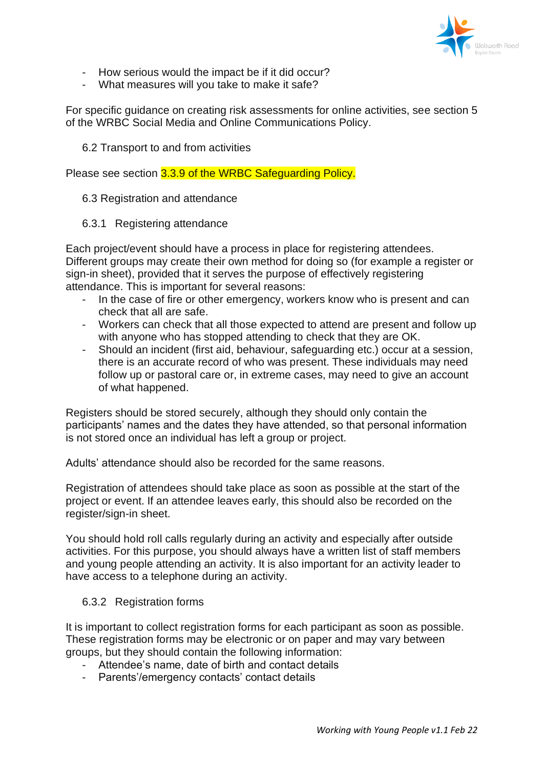- How serious would the impact be if it did occur?
- What measures will you take to make it safe?

For specific guidance on creating risk assessments for online activities, see section 5 of the WRBC Social Media and Online Communications Policy.

### 6.2 Transport to and from activities

Please see section 3.3.9 of the WRBC Safeguarding Policy.

### 6.3 Registration and attendance

#### 6.3.1 Registering attendance

Each project/event should have a process in place for registering attendees. Different groups may create their own method for doing so (for example a register or sign-in sheet), provided that it serves the purpose of effectively registering attendance. This is important for several reasons:

- In the case of fire or other emergency, workers know who is present and can check that all are safe.
- Workers can check that all those expected to attend are present and follow up with anyone who has stopped attending to check that they are OK.
- Should an incident (first aid, behaviour, safeguarding etc.) occur at a session, there is an accurate record of who was present. These individuals may need follow up or pastoral care or, in extreme cases, may need to give an account of what happened.

Registers should be stored securely, although they should only contain the participants' names and the dates they have attended, so that personal information is not stored once an individual has left a group or project.

Adults' attendance should also be recorded for the same reasons.

Registration of attendees should take place as soon as possible at the start of the project or event. If an attendee leaves early, this should also be recorded on the register/sign-in sheet.

You should hold roll calls regularly during an activity and especially after outside activities. For this purpose, you should always have a written list of staff members and young people attending an activity. It is also important for an activity leader to have access to a telephone during an activity.

#### 6.3.2 Registration forms

It is important to collect registration forms for each participant as soon as possible. These registration forms may be electronic or on paper and may vary between groups, but they should contain the following information:

- Attendee's name, date of birth and contact details
- Parents'/emergency contacts' contact details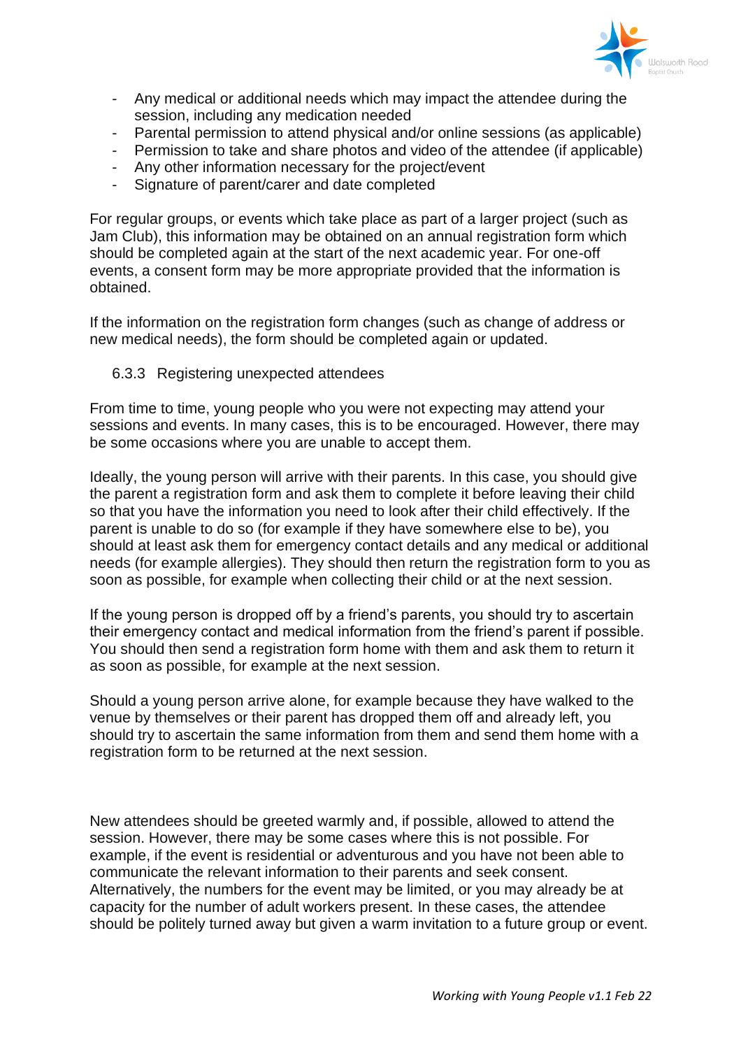- Any medical or additional needs which may impact the attendee during the session, including any medication needed
- Parental permission to attend physical and/or online sessions (as applicable)
- Permission to take and share photos and video of the attendee (if applicable)
- Any other information necessary for the project/event
- Signature of parent/carer and date completed

For regular groups, or events which take place as part of a larger project (such as Jam Club), this information may be obtained on an annual registration form which should be completed again at the start of the next academic year. For one-off events, a consent form may be more appropriate provided that the information is obtained.

If the information on the registration form changes (such as change of address or new medical needs), the form should be completed again or updated.

### 6.3.3 Registering unexpected attendees

From time to time, young people who you were not expecting may attend your sessions and events. In many cases, this is to be encouraged. However, there may be some occasions where you are unable to accept them.

Ideally, the young person will arrive with their parents. In this case, you should give the parent a registration form and ask them to complete it before leaving their child so that you have the information you need to look after their child effectively. If the parent is unable to do so (for example if they have somewhere else to be), you should at least ask them for emergency contact details and any medical or additional needs (for example allergies). They should then return the registration form to you as soon as possible, for example when collecting their child or at the next session.

If the young person is dropped off by a friend's parents, you should try to ascertain their emergency contact and medical information from the friend's parent if possible. You should then send a registration form home with them and ask them to return it as soon as possible, for example at the next session.

Should a young person arrive alone, for example because they have walked to the venue by themselves or their parent has dropped them off and already left, you should try to ascertain the same information from them and send them home with a registration form to be returned at the next session.

New attendees should be greeted warmly and, if possible, allowed to attend the session. However, there may be some cases where this is not possible. For example, if the event is residential or adventurous and you have not been able to communicate the relevant information to their parents and seek consent. Alternatively, the numbers for the event may be limited, or you may already be at capacity for the number of adult workers present. In these cases, the attendee should be politely turned away but given a warm invitation to a future group or event.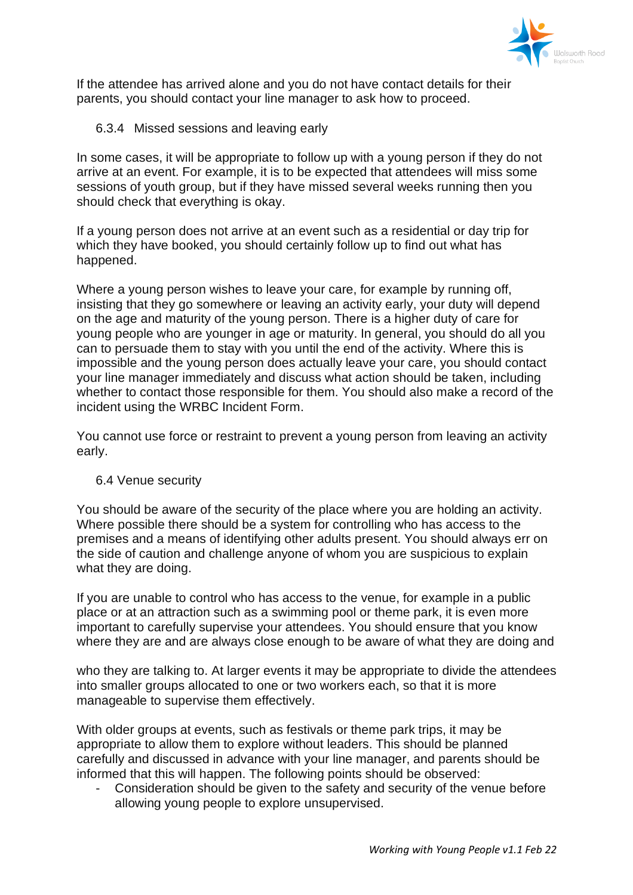If the attendee has arrived alone and you do not have contact details for their parents, you should contact your line manager to ask how to proceed.

### 6.3.4 Missed sessions and leaving early

In some cases, it will be appropriate to follow up with a young person if they do not arrive at an event. For example, it is to be expected that attendees will miss some sessions of youth group, but if they have missed several weeks running then you should check that everything is okay.

If a young person does not arrive at an event such as a residential or day trip for which they have booked, you should certainly follow up to find out what has happened.

Where a young person wishes to leave your care, for example by running off, insisting that they go somewhere or leaving an activity early, your duty will depend on the age and maturity of the young person. There is a higher duty of care for young people who are younger in age or maturity. In general, you should do all you can to persuade them to stay with you until the end of the activity. Where this is impossible and the young person does actually leave your care, you should contact your line manager immediately and discuss what action should be taken, including whether to contact those responsible for them. You should also make a record of the incident using the WRBC Incident Form.

You cannot use force or restraint to prevent a young person from leaving an activity early.

## 6.4 Venue security

You should be aware of the security of the place where you are holding an activity. Where possible there should be a system for controlling who has access to the premises and a means of identifying other adults present. You should always err on the side of caution and challenge anyone of whom you are suspicious to explain what they are doing.

If you are unable to control who has access to the venue, for example in a public place or at an attraction such as a swimming pool or theme park, it is even more important to carefully supervise your attendees. You should ensure that you know where they are and are always close enough to be aware of what they are doing and who they are talking to. At larger events it may be appropriate to divide the attendees into smaller groups allocated to one or two workers each, so that it is more manageable to supervise them effectively.

With older groups at events, such as festivals or theme park trips, it may be appropriate to allow them to explore without leaders. This should be planned carefully and discussed in advance with your line manager, and parents should be informed that this will happen. The following points should be observed:

- Consideration should be given to the safety and security of the venue before allowing young people to explore unsupervised.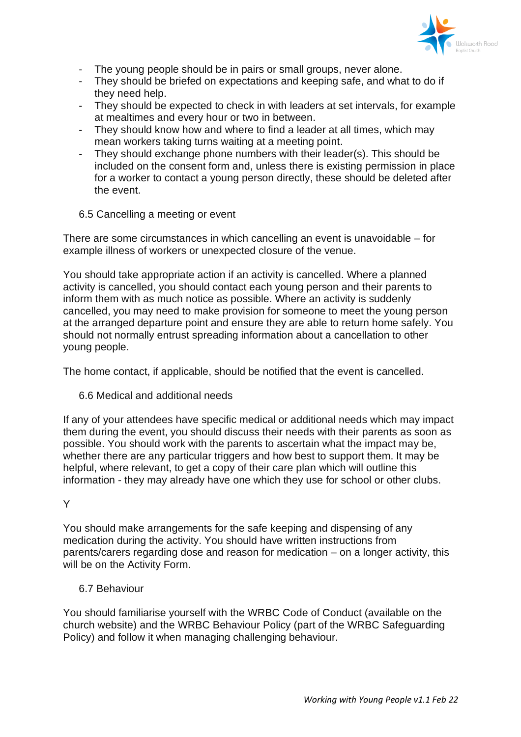- The young people should be in pairs or small groups, never alone.
- They should be briefed on expectations and keeping safe, and what to do if they need help.
- They should be expected to check in with leaders at set intervals, for example at mealtimes and every hour or two in between.
- They should know how and where to find a leader at all times, which may mean workers taking turns waiting at a meeting point.
- They should exchange phone numbers with their leader(s). This should be included on the consent form and, unless there is existing permission in place for a worker to contact a young person directly, these should be deleted after the event.

### 6.5 Cancelling a meeting or event

There are some circumstances in which cancelling an event is unavoidable – for example illness of workers or unexpected closure of the venue.

You should take appropriate action if an activity is cancelled. Where a planned activity is cancelled, you should contact each young person and their parents to inform them with as much notice as possible. Where an activity is suddenly cancelled, you may need to make provision for someone to meet the young person at the arranged departure point and ensure they are able to return home safely. You should not normally entrust spreading information about a cancellation to other young people.

The home contact, if applicable, should be notified that the event is cancelled.

### 6.6 Medical and additional needs

If any of your attendees have specific medical or additional needs which may impact them during the event, you should discuss their needs with their parents as soon as possible. You should work with the parents to ascertain what the impact may be, whether there are any particular triggers and how best to support them. It may be helpful, where relevant, to get a copy of their care plan which will outline this information - they may already have one which they use for school or other clubs.

Y

You should make arrangements for the safe keeping and dispensing of any medication during the activity. You should have written instructions from parents/carers regarding dose and reason for medication – on a longer activity, this will be on the Activity Form.

### 6.7 Behaviour

You should familiarise yourself with the WRBC Code of Conduct (available on the church website) and the WRBC Behaviour Policy (part of the WRBC Safeguarding Policy) and follow it when managing challenging behaviour.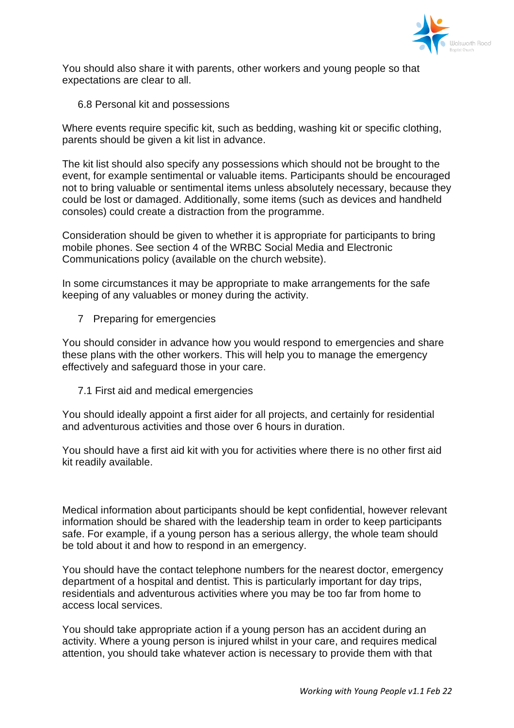You should also share it with parents, other workers and young people so that expectations are clear to all.

### 6.8 Personal kit and possessions

Where events require specific kit, such as bedding, washing kit or specific clothing, parents should be given a kit list in advance.

The kit list should also specify any possessions which should not be brought to the event, for example sentimental or valuable items. Participants should be encouraged not to bring valuable or sentimental items unless absolutely necessary, because they could be lost or damaged. Additionally, some items (such as devices and handheld consoles) could create a distraction from the programme.

Consideration should be given to whether it is appropriate for participants to bring mobile phones. See section 4 of the WRBC Social Media and Electronic Communications policy (available on the church website).

In some circumstances it may be appropriate to make arrangements for the safe keeping of any valuables or money during the activity.

## 7 Preparing for emergencies

You should consider in advance how you would respond to emergencies and share these plans with the other workers. This will help you to manage the emergency effectively and safeguard those in your care.

### 7.1 First aid and medical emergencies

You should ideally appoint a first aider for all projects, and certainly for residential and adventurous activities and those over 6 hours in duration.

You should have a first aid kit with you for activities where there is no other first aid kit readily available.

Medical information about participants should be kept confidential, however relevant information should be shared with the leadership team in order to keep participants safe. For example, if a young person has a serious allergy, the whole team should be told about it and how to respond in an emergency.

You should have the contact telephone numbers for the nearest doctor, emergency department of a hospital and dentist. This is particularly important for day trips, residentials and adventurous activities where you may be too far from home to access local services.

You should take appropriate action if a young person has an accident during an activity. Where a young person is injured whilst in your care, and requires medical attention, you should take whatever action is necessary to provide them with that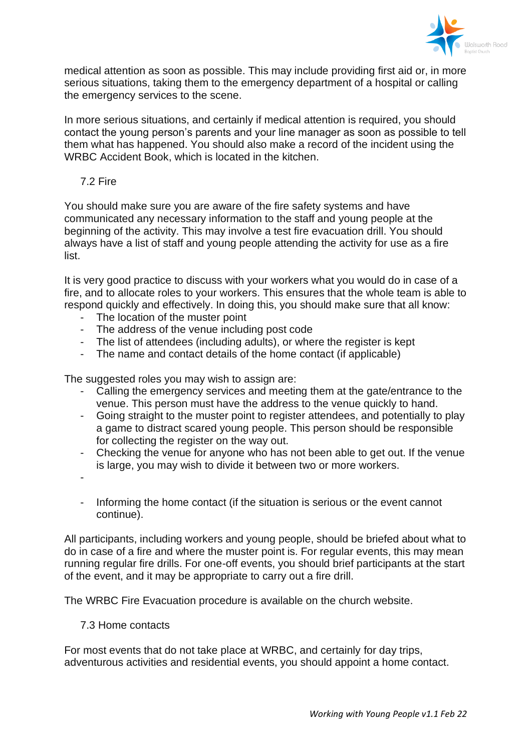medical attention as soon as possible. This may include providing first aid or, in more serious situations, taking them to the emergency department of a hospital or calling the emergency services to the scene.

In more serious situations, and certainly if medical attention is required, you should contact the young person's parents and your line manager as soon as possible to tell them what has happened. You should also make a record of the incident using the WRBC Accident Book, which is located in the kitchen.

### 7.2 Fire

You should make sure you are aware of the fire safety systems and have communicated any necessary information to the staff and young people at the beginning of the activity. This may involve a test fire evacuation drill. You should always have a list of staff and young people attending the activity for use as a fire list.

It is very good practice to discuss with your workers what you would do in case of a fire, and to allocate roles to your workers. This ensures that the whole team is able to respond quickly and effectively. In doing this, you should make sure that all know:

- The location of the muster point
- The address of the venue including post code
- The list of attendees (including adults), or where the register is kept
- The name and contact details of the home contact (if applicable)

The suggested roles you may wish to assign are:

- Calling the emergency services and meeting them at the gate/entrance to the venue. This person must have the address to the venue quickly to hand.
- Going straight to the muster point to register attendees, and potentially to play a game to distract scared young people. This person should be responsible for collecting the register on the way out.
- Checking the venue for anyone who has not been able to get out. If the venue is large, you may wish to divide it between two or more workers.
- Informing the home contact (if the situation is serious or the event cannot continue).

All participants, including workers and young people, should be briefed about what to do in case of a fire and where the muster point is. For regular events, this may mean running regular fire drills. For one-off events, you should brief participants at the start of the event, and it may be appropriate to carry out a fire drill.

The WRBC Fire Evacuation procedure is available on the church website.

### 7.3 Home contacts

For most events that do not take place at WRBC, and certainly for day trips, adventurous activities and residential events, you should appoint a home contact.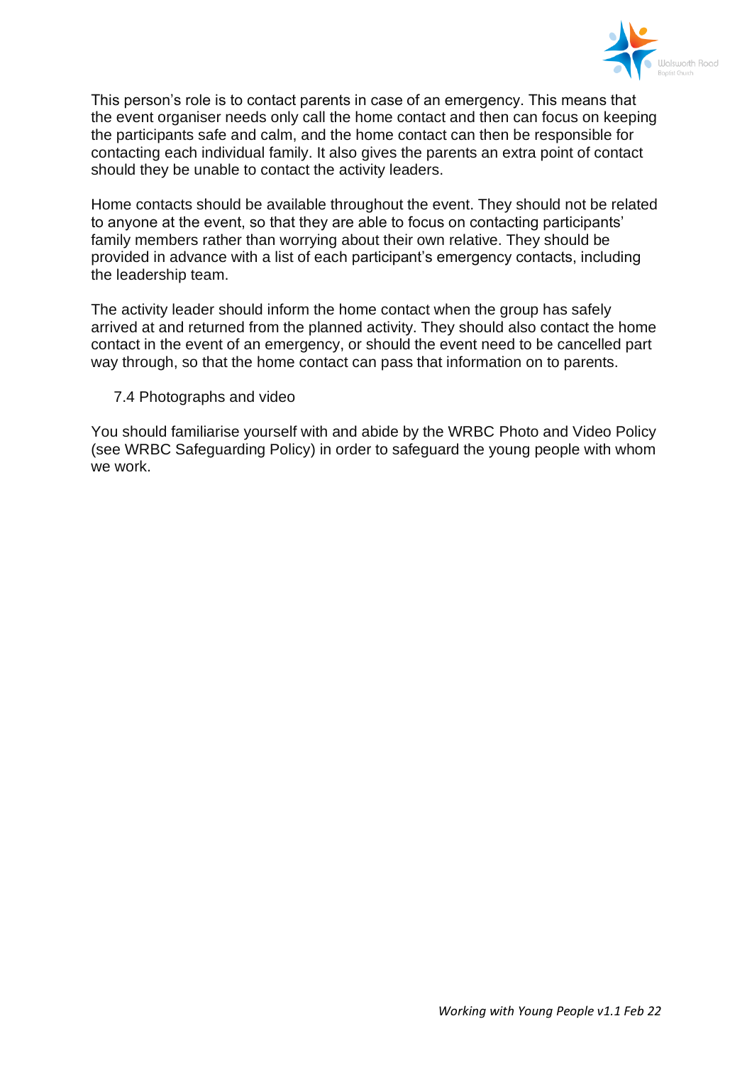This person’s role is to contact parents in case of an emergency. This means that the event organiser needs only call the home contact and then can focus on keeping the participants safe and calm, and the home contact can then be responsible for contacting each individual family. It also gives the parents an extra point of contact should they be unable to contact the activity leaders.

Home contacts should be available throughout the event. They should not be related to anyone at the event, so that they are able to focus on contacting participants’ family members rather than worrying about their own relative. They should be provided in advance with a list of each participant’s emergency contacts, including the leadership team.

The activity leader should inform the home contact when the group has safely arrived at and returned from the planned activity. They should also contact the home contact in the event of an emergency, or should the event need to be cancelled part way through, so that the home contact can pass that information on to parents.

### 7.4 Photographs and video

You should familiarise yourself with and abide by the WRBC Photo and Video Policy (see WRBC Safeguarding Policy) in order to safeguard the young people with whom we work.